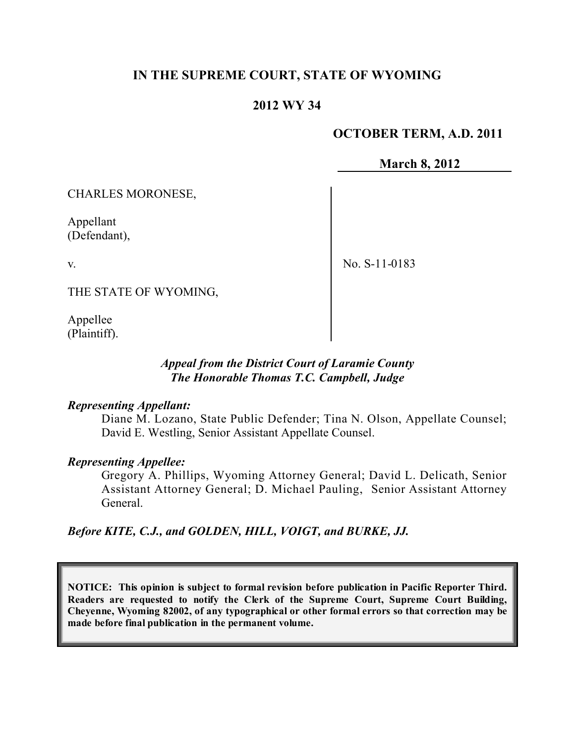# IN THE SUPREME COURT, STATE OF WYOMING

## 2012 WY 34

**OCTOBER TERM, A.D. 2011**

**March 8, 2012**

| | |
|---|---|
| CHARLES MORONESE,<br><br>Appellant<br>(Defendant),<br><br>v.<br><br>THE STATE OF WYOMING,<br><br>Appellee<br>(Plaintiff). | No. S-11-0183 |

*Appeal from the District Court of Laramie County*
*The Honorable Thomas T.C. Campbell, Judge*

***Representing Appellant:***

Diane M. Lozano, State Public Defender; Tina N. Olson, Appellate Counsel; David E. Westling, Senior Assistant Appellate Counsel.

***Representing Appellee:***

Gregory A. Phillips, Wyoming Attorney General; David L. Delicath, Senior Assistant Attorney General; D. Michael Pauling, Senior Assistant Attorney General.

***Before KITE, C.J., and GOLDEN, HILL, VOIGT, and BURKE, JJ.***

**NOTICE: This opinion is subject to formal revision before publication in Pacific Reporter Third. Readers are requested to notify the Clerk of the Supreme Court, Supreme Court Building, Cheyenne, Wyoming 82002, of any typographical or other formal errors so that correction may be made before final publication in the permanent volume.**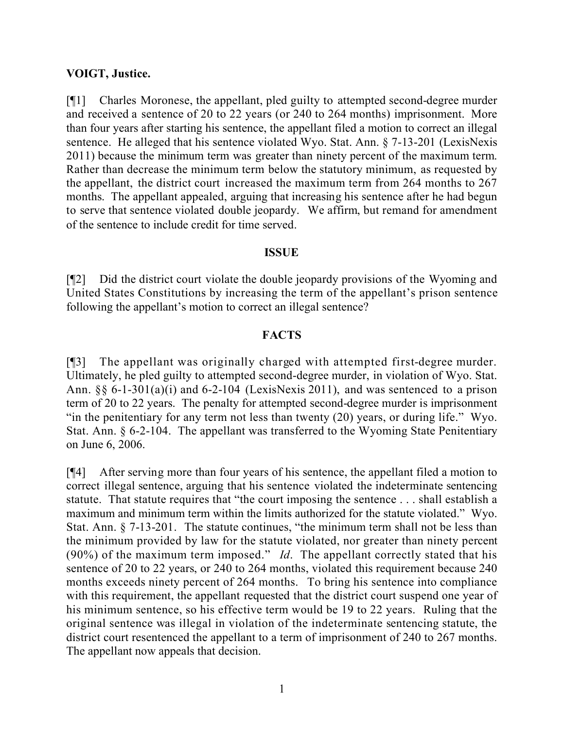**VOIGT, Justice.**

[¶1] Charles Moronese, the appellant, pled guilty to attempted second-degree murder and received a sentence of 20 to 22 years (or 240 to 264 months) imprisonment. More than four years after starting his sentence, the appellant filed a motion to correct an illegal sentence. He alleged that his sentence violated Wyo. Stat. Ann. § 7-13-201 (LexisNexis 2011) because the minimum term was greater than ninety percent of the maximum term. Rather than decrease the minimum term below the statutory minimum, as requested by the appellant, the district court increased the maximum term from 264 months to 267 months. The appellant appealed, arguing that increasing his sentence after he had begun to serve that sentence violated double jeopardy. We affirm, but remand for amendment of the sentence to include credit for time served.

**ISSUE**

[¶2] Did the district court violate the double jeopardy provisions of the Wyoming and United States Constitutions by increasing the term of the appellant's prison sentence following the appellant's motion to correct an illegal sentence?

**FACTS**

[¶3] The appellant was originally charged with attempted first-degree murder. Ultimately, he pled guilty to attempted second-degree murder, in violation of Wyo. Stat. Ann. §§ 6-1-301(a)(i) and 6-2-104 (LexisNexis 2011), and was sentenced to a prison term of 20 to 22 years. The penalty for attempted second-degree murder is imprisonment "in the penitentiary for any term not less than twenty (20) years, or during life." Wyo. Stat. Ann. § 6-2-104. The appellant was transferred to the Wyoming State Penitentiary on June 6, 2006.

[¶4] After serving more than four years of his sentence, the appellant filed a motion to correct illegal sentence, arguing that his sentence violated the indeterminate sentencing statute. That statute requires that "the court imposing the sentence . . . shall establish a maximum and minimum term within the limits authorized for the statute violated." Wyo. Stat. Ann. § 7-13-201. The statute continues, "the minimum term shall not be less than the minimum provided by law for the statute violated, nor greater than ninety percent (90%) of the maximum term imposed." *Id*. The appellant correctly stated that his sentence of 20 to 22 years, or 240 to 264 months, violated this requirement because 240 months exceeds ninety percent of 264 months. To bring his sentence into compliance with this requirement, the appellant requested that the district court suspend one year of his minimum sentence, so his effective term would be 19 to 22 years. Ruling that the original sentence was illegal in violation of the indeterminate sentencing statute, the district court resentenced the appellant to a term of imprisonment of 240 to 267 months. The appellant now appeals that decision.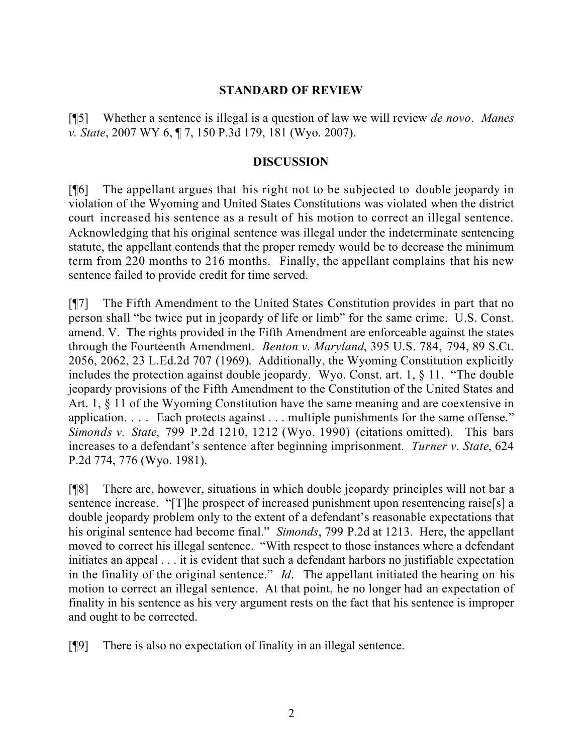## STANDARD OF REVIEW

[¶5] Whether a sentence is illegal is a question of law we will review *de novo*. *Manes v. State*, 2007 WY 6, ¶ 7, 150 P.3d 179, 181 (Wyo. 2007).

## DISCUSSION

[¶6] The appellant argues that his right not to be subjected to double jeopardy in violation of the Wyoming and United States Constitutions was violated when the district court increased his sentence as a result of his motion to correct an illegal sentence. Acknowledging that his original sentence was illegal under the indeterminate sentencing statute, the appellant contends that the proper remedy would be to decrease the minimum term from 220 months to 216 months. Finally, the appellant complains that his new sentence failed to provide credit for time served.

[¶7] The Fifth Amendment to the United States Constitution provides in part that no person shall "be twice put in jeopardy of life or limb" for the same crime. U.S. Const. amend. V. The rights provided in the Fifth Amendment are enforceable against the states through the Fourteenth Amendment. *Benton v. Maryland*, 395 U.S. 784, 794, 89 S.Ct. 2056, 2062, 23 L.Ed.2d 707 (1969). Additionally, the Wyoming Constitution explicitly includes the protection against double jeopardy. Wyo. Const. art. 1, § 11. "The double jeopardy provisions of the Fifth Amendment to the Constitution of the United States and Art. 1, § 11 of the Wyoming Constitution have the same meaning and are coextensive in application. . . . Each protects against . . . multiple punishments for the same offense." *Simonds v. State*, 799 P.2d 1210, 1212 (Wyo. 1990) (citations omitted). This bars increases to a defendant's sentence after beginning imprisonment. *Turner v. State*, 624 P.2d 774, 776 (Wyo. 1981).

[¶8] There are, however, situations in which double jeopardy principles will not bar a sentence increase. "[T]he prospect of increased punishment upon resentencing raise[s] a double jeopardy problem only to the extent of a defendant's reasonable expectations that his original sentence had become final." *Simonds*, 799 P.2d at 1213. Here, the appellant moved to correct his illegal sentence. "With respect to those instances where a defendant initiates an appeal . . . it is evident that such a defendant harbors no justifiable expectation in the finality of the original sentence." *Id*. The appellant initiated the hearing on his motion to correct an illegal sentence. At that point, he no longer had an expectation of finality in his sentence as his very argument rests on the fact that his sentence is improper and ought to be corrected.

[¶9] There is also no expectation of finality in an illegal sentence.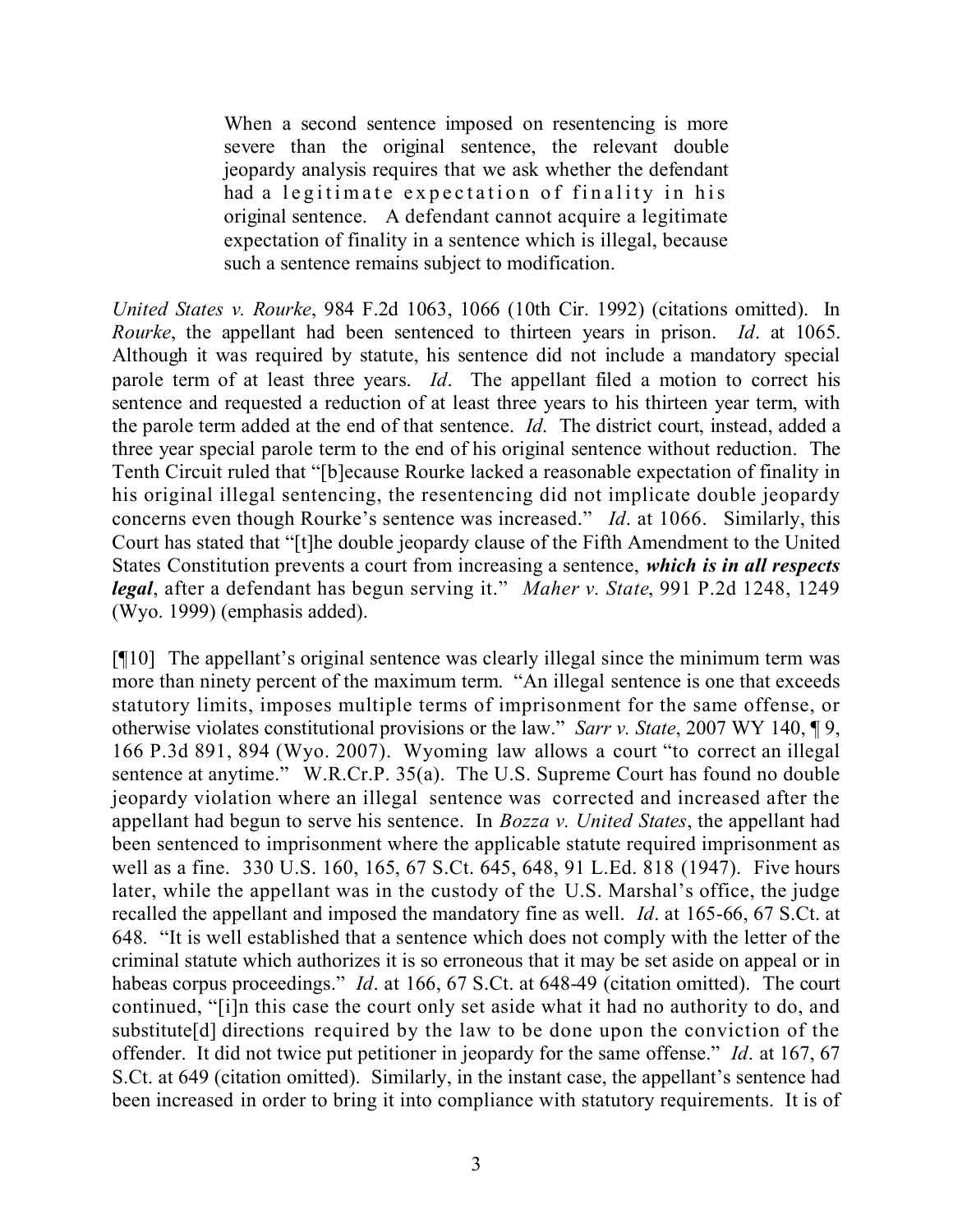> When a second sentence imposed on resentencing is more severe than the original sentence, the relevant double jeopardy analysis requires that we ask whether the defendant had a legitimate expectation of finality in his original sentence. A defendant cannot acquire a legitimate expectation of finality in a sentence which is illegal, because such a sentence remains subject to modification.

*United States v. Rourke*, 984 F.2d 1063, 1066 (10th Cir. 1992) (citations omitted). In *Rourke*, the appellant had been sentenced to thirteen years in prison. *Id*. at 1065. Although it was required by statute, his sentence did not include a mandatory special parole term of at least three years. *Id*. The appellant filed a motion to correct his sentence and requested a reduction of at least three years to his thirteen year term, with the parole term added at the end of that sentence. *Id*. The district court, instead, added a three year special parole term to the end of his original sentence without reduction. The Tenth Circuit ruled that "[b]ecause Rourke lacked a reasonable expectation of finality in his original illegal sentencing, the resentencing did not implicate double jeopardy concerns even though Rourke's sentence was increased." *Id*. at 1066. Similarly, this Court has stated that "[t]he double jeopardy clause of the Fifth Amendment to the United States Constitution prevents a court from increasing a sentence, ***which is in all respects legal***, after a defendant has begun serving it." *Maher v. State*, 991 P.2d 1248, 1249 (Wyo. 1999) (emphasis added).

[¶10] The appellant's original sentence was clearly illegal since the minimum term was more than ninety percent of the maximum term. "An illegal sentence is one that exceeds statutory limits, imposes multiple terms of imprisonment for the same offense, or otherwise violates constitutional provisions or the law." *Sarr v. State*, 2007 WY 140, ¶ 9, 166 P.3d 891, 894 (Wyo. 2007). Wyoming law allows a court "to correct an illegal sentence at anytime." W.R.Cr.P. 35(a). The U.S. Supreme Court has found no double jeopardy violation where an illegal sentence was corrected and increased after the appellant had begun to serve his sentence. In *Bozza v. United States*, the appellant had been sentenced to imprisonment where the applicable statute required imprisonment as well as a fine. 330 U.S. 160, 165, 67 S.Ct. 645, 648, 91 L.Ed. 818 (1947). Five hours later, while the appellant was in the custody of the U.S. Marshal's office, the judge recalled the appellant and imposed the mandatory fine as well. *Id*. at 165-66, 67 S.Ct. at 648. "It is well established that a sentence which does not comply with the letter of the criminal statute which authorizes it is so erroneous that it may be set aside on appeal or in habeas corpus proceedings." *Id*. at 166, 67 S.Ct. at 648-49 (citation omitted). The court continued, "[i]n this case the court only set aside what it had no authority to do, and substitute[d] directions required by the law to be done upon the conviction of the offender. It did not twice put petitioner in jeopardy for the same offense." *Id*. at 167, 67 S.Ct. at 649 (citation omitted). Similarly, in the instant case, the appellant's sentence had been increased in order to bring it into compliance with statutory requirements. It is of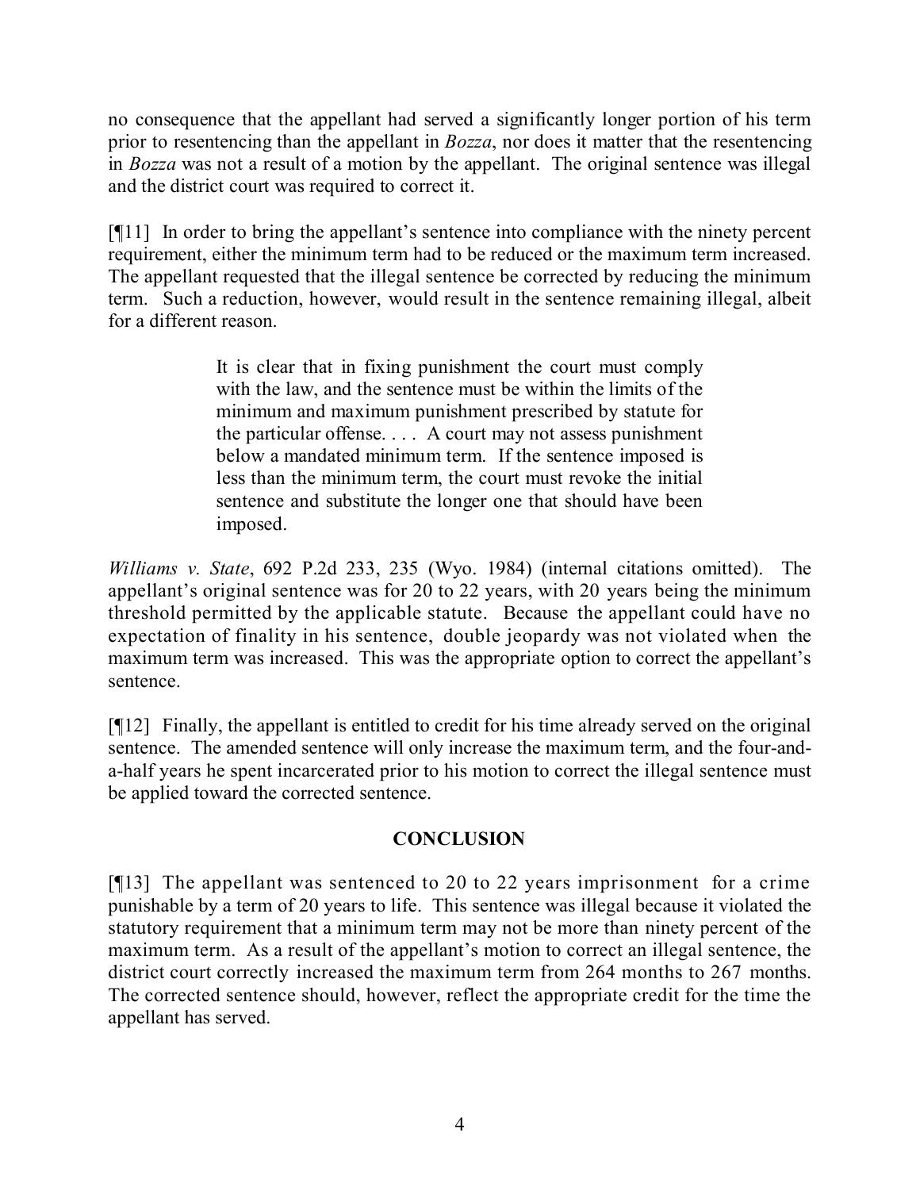no consequence that the appellant had served a significantly longer portion of his term prior to resentencing than the appellant in *Bozza*, nor does it matter that the resentencing in *Bozza* was not a result of a motion by the appellant. The original sentence was illegal and the district court was required to correct it.

[¶11] In order to bring the appellant's sentence into compliance with the ninety percent requirement, either the minimum term had to be reduced or the maximum term increased. The appellant requested that the illegal sentence be corrected by reducing the minimum term. Such a reduction, however, would result in the sentence remaining illegal, albeit for a different reason.

> It is clear that in fixing punishment the court must comply with the law, and the sentence must be within the limits of the minimum and maximum punishment prescribed by statute for the particular offense. . . . A court may not assess punishment below a mandated minimum term. If the sentence imposed is less than the minimum term, the court must revoke the initial sentence and substitute the longer one that should have been imposed.

*Williams v. State*, 692 P.2d 233, 235 (Wyo. 1984) (internal citations omitted). The appellant's original sentence was for 20 to 22 years, with 20 years being the minimum threshold permitted by the applicable statute. Because the appellant could have no expectation of finality in his sentence, double jeopardy was not violated when the maximum term was increased. This was the appropriate option to correct the appellant's sentence.

[¶12] Finally, the appellant is entitled to credit for his time already served on the original sentence. The amended sentence will only increase the maximum term, and the four-and-a-half years he spent incarcerated prior to his motion to correct the illegal sentence must be applied toward the corrected sentence.

## CONCLUSION

[¶13] The appellant was sentenced to 20 to 22 years imprisonment for a crime punishable by a term of 20 years to life. This sentence was illegal because it violated the statutory requirement that a minimum term may not be more than ninety percent of the maximum term. As a result of the appellant's motion to correct an illegal sentence, the district court correctly increased the maximum term from 264 months to 267 months. The corrected sentence should, however, reflect the appropriate credit for the time the appellant has served.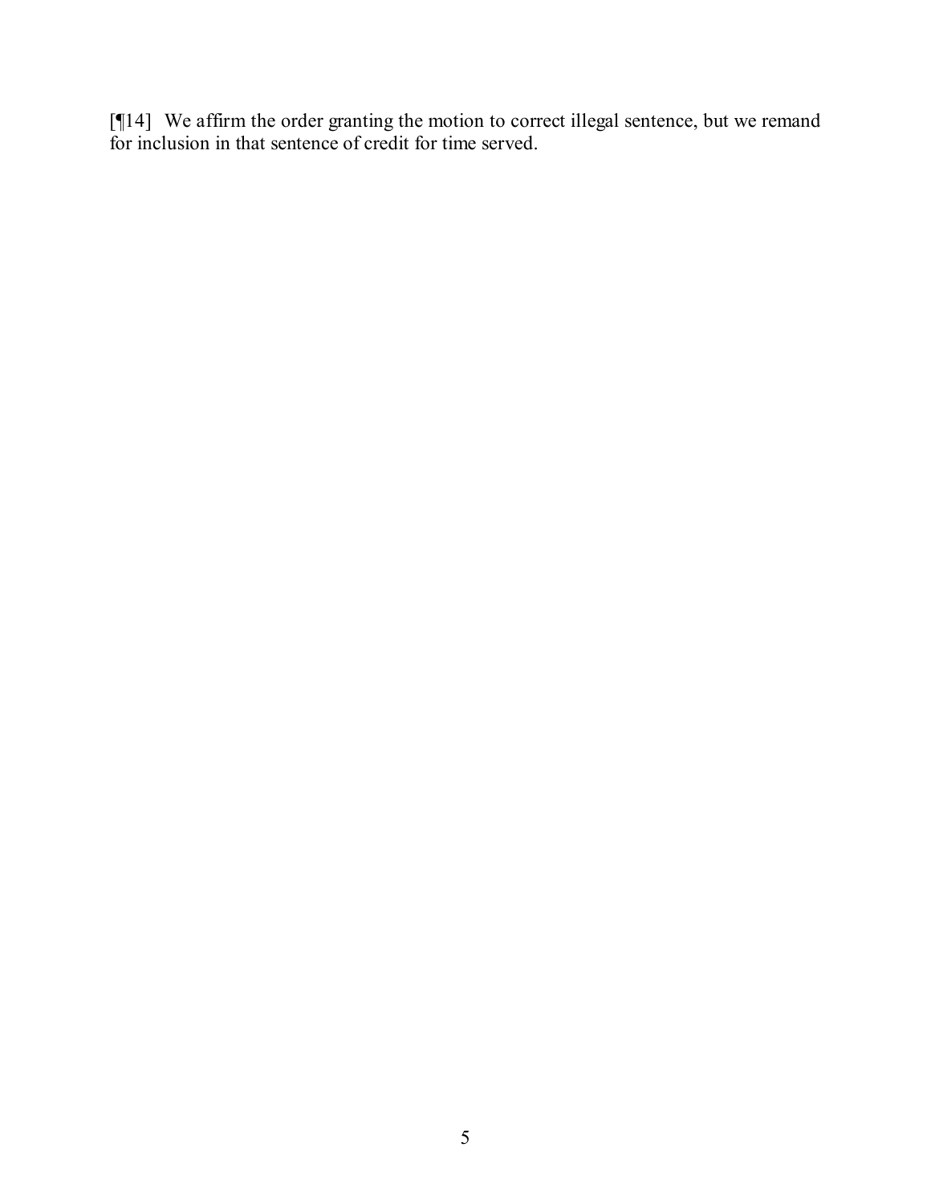[¶14] We affirm the order granting the motion to correct illegal sentence, but we remand for inclusion in that sentence of credit for time served.